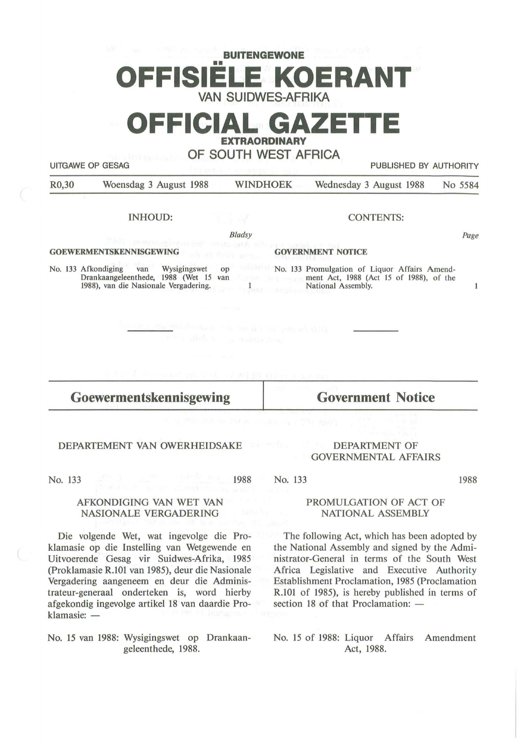**BUITENGEWONE**

# OFFISIËLE KOERANT

VAN SUIDWES-AFRIKA

# OFFICIAL GAZETTE

**EXTRAORDINARY**

OF SOUTH WEST AFRICA

UITGAWE OP GESAG — PUBLISHED BY AUTHORITY

R0,30 — Woensdag 3 August 1988 — WINDHOEK — Wednesday 3 August 1988 — No 5584

INHOUD:

| | *Bladsy* |
|---|---|
| **GOEWERMENTSKENNISGEWING** | |
| No. 133 Afkondiging van Wysigingswet op Drankaangeleenthede, 1988 (Wet 15 van 1988), van die Nasionale Vergadering. | 1 |

CONTENTS:

| | *Page* |
|---|---|
| **GOVERNMENT NOTICE** | |
| No. 133 Promulgation of Liquor Affairs Amendment Act, 1988 (Act 15 of 1988), of the National Assembly. | 1 |

## Goewermentskennisgewing

DEPARTEMENT VAN OWERHEIDSAKE

No. 133 — 1988

AFKONDIGING VAN WET VAN NASIONALE VERGADERING

Die volgende Wet, wat ingevolge die Proklamasie op die Instelling van Wetgewende en Uitvoerende Gesag vir Suidwes-Afrika, 1985 (Proklamasie R.101 van 1985), deur die Nasionale Vergadering aangeneem en deur die Administrateur-generaal onderteken is, word hierby afgekondig ingevolge artikel 18 van daardie Proklamasie: —

No. 15 van 1988: Wysigingswet op Drankaangeleenthede, 1988.

## Government Notice

DEPARTMENT OF GOVERNMENTAL AFFAIRS

No. 133 — 1988

PROMULGATION OF ACT OF NATIONAL ASSEMBLY

The following Act, which has been adopted by the National Assembly and signed by the Administrator-General in terms of the South West Africa Legislative and Executive Authority Establishment Proclamation, 1985 (Proclamation R.101 of 1985), is hereby published in terms of section 18 of that Proclamation: —

No. 15 of 1988: Liquor Affairs Amendment Act, 1988.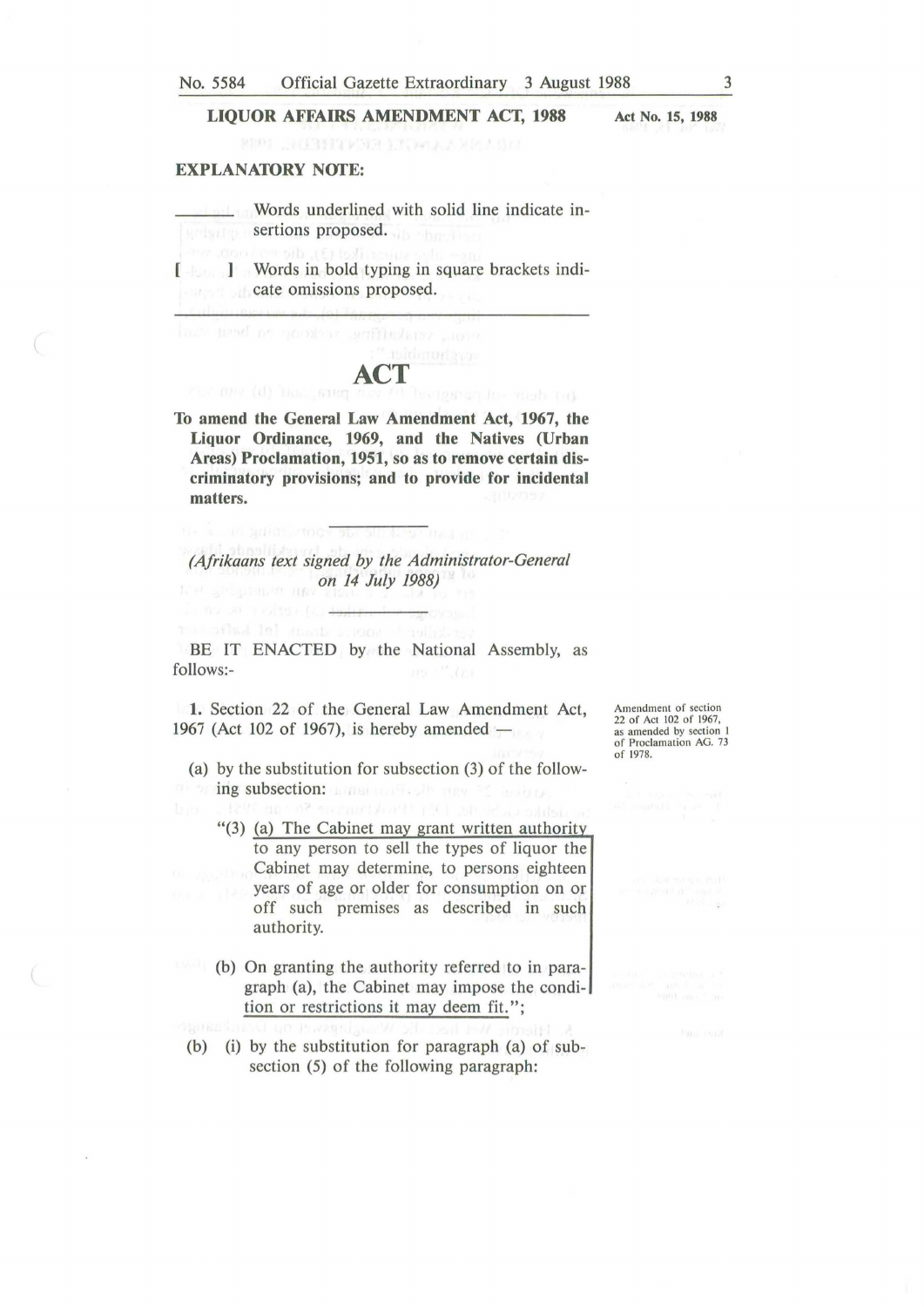**LIQUOR AFFAIRS AMENDMENT ACT, 1988** — **Act No. 15, 1988**

**EXPLANATORY NOTE:**

\_\_\_\_\_ Words underlined with solid line indicate insertions proposed.

[ ] Words in bold typing in square brackets indicate omissions proposed.

# ACT

**To amend the General Law Amendment Act, 1967, the Liquor Ordinance, 1969, and the Natives (Urban Areas) Proclamation, 1951, so as to remove certain discriminatory provisions; and to provide for incidental matters.**

*(Afrikaans text signed by the Administrator-General on 14 July 1988)*

BE IT ENACTED by the National Assembly, as follows:-

Amendment of section 22 of Act 102 of 1967, as amended by section 1 of Proclamation AG. 73 of 1978.

**1.** Section 22 of the General Law Amendment Act, 1967 (Act 102 of 1967), is hereby amended —

(a) by the substitution for subsection (3) of the following subsection:

"(3) (a) The Cabinet may grant written authority to any person to sell the types of liquor the Cabinet may determine, to persons eighteen years of age or older for consumption on or off such premises as described in such authority.

(b) On granting the authority referred to in paragraph (a), the Cabinet may impose the condition or restrictions it may deem fit.";

(b) (i) by the substitution for paragraph (a) of subsection (5) of the following paragraph: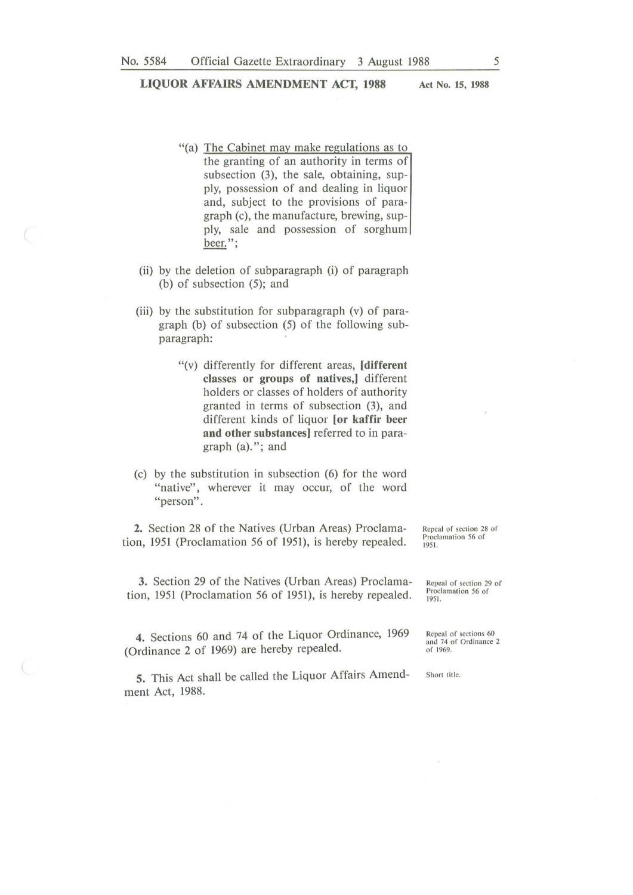"(a) The Cabinet may make regulations as to the granting of an authority in terms of subsection (3), the sale, obtaining, supply, possession of and dealing in liquor and, subject to the provisions of paragraph (c), the manufacture, brewing, supply, sale and possession of sorghum beer.";

(ii) by the deletion of subparagraph (i) of paragraph (b) of subsection (5); and

(iii) by the substitution for subparagraph (v) of paragraph (b) of subsection (5) of the following subparagraph:

"(v) differently for different areas, **[different classes or groups of natives,]** different holders or classes of holders of authority granted in terms of subsection (3), and different kinds of liquor **[or kaffir beer and other substances]** referred to in paragraph (a)."; and

(c) by the substitution in subsection (6) for the word "native", wherever it may occur, of the word "person".

Repeal of section 28 of Proclamation 56 of 1951.

**2.** Section 28 of the Natives (Urban Areas) Proclamation, 1951 (Proclamation 56 of 1951), is hereby repealed.

Repeal of section 29 of Proclamation 56 of 1951.

**3.** Section 29 of the Natives (Urban Areas) Proclamation, 1951 (Proclamation 56 of 1951), is hereby repealed.

Repeal of sections 60 and 74 of Ordinance 2 of 1969.

**4.** Sections 60 and 74 of the Liquor Ordinance, 1969 (Ordinance 2 of 1969) are hereby repealed.

Short title.

**5.** This Act shall be called the Liquor Affairs Amendment Act, 1988.